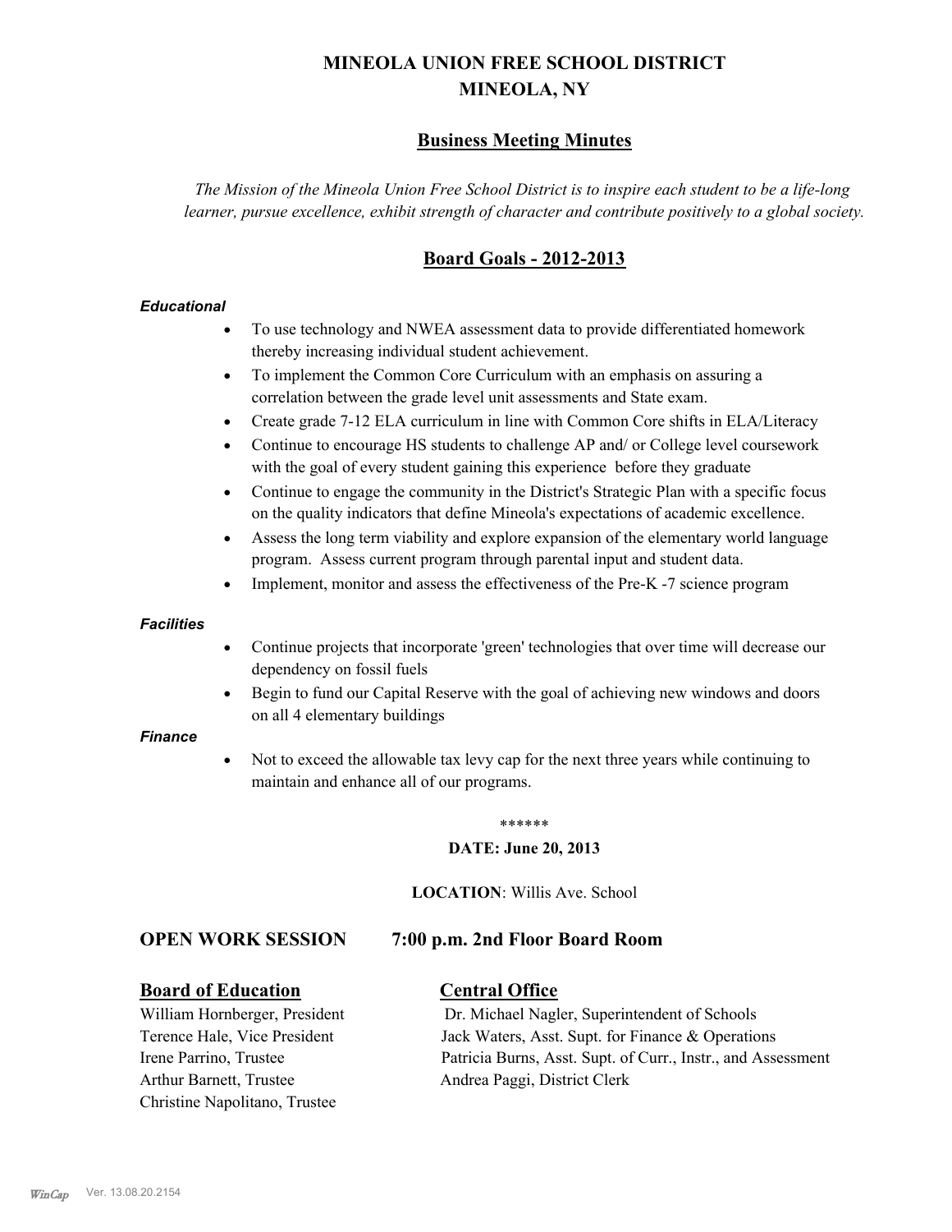# MINEOLA UNION FREE SCHOOL DISTRICT
# MINEOLA, NY

## Business Meeting Minutes

*The Mission of the Mineola Union Free School District is to inspire each student to be a life-long learner, pursue excellence, exhibit strength of character and contribute positively to a global society.*

## Board Goals - 2012-2013

***Educational***

- To use technology and NWEA assessment data to provide differentiated homework thereby increasing individual student achievement.
- To implement the Common Core Curriculum with an emphasis on assuring a correlation between the grade level unit assessments and State exam.
- Create grade 7-12 ELA curriculum in line with Common Core shifts in ELA/Literacy
- Continue to encourage HS students to challenge AP and/ or College level coursework with the goal of every student gaining this experience before they graduate
- Continue to engage the community in the District's Strategic Plan with a specific focus on the quality indicators that define Mineola's expectations of academic excellence.
- Assess the long term viability and explore expansion of the elementary world language program. Assess current program through parental input and student data.
- Implement, monitor and assess the effectiveness of the Pre-K -7 science program

***Facilities***

- Continue projects that incorporate 'green' technologies that over time will decrease our dependency on fossil fuels
- Begin to fund our Capital Reserve with the goal of achieving new windows and doors on all 4 elementary buildings

***Finance***

- Not to exceed the allowable tax levy cap for the next three years while continuing to maintain and enhance all of our programs.

******

**DATE: June 20, 2013**

**LOCATION**: Willis Ave. School

### OPEN WORK SESSION 7:00 p.m. 2nd Floor Board Room

**Board of Education**

William Hornberger, President
Terence Hale, Vice President
Irene Parrino, Trustee
Arthur Barnett, Trustee
Christine Napolitano, Trustee

**Central Office**

Dr. Michael Nagler, Superintendent of Schools
Jack Waters, Asst. Supt. for Finance & Operations
Patricia Burns, Asst. Supt. of Curr., Instr., and Assessment
Andrea Paggi, District Clerk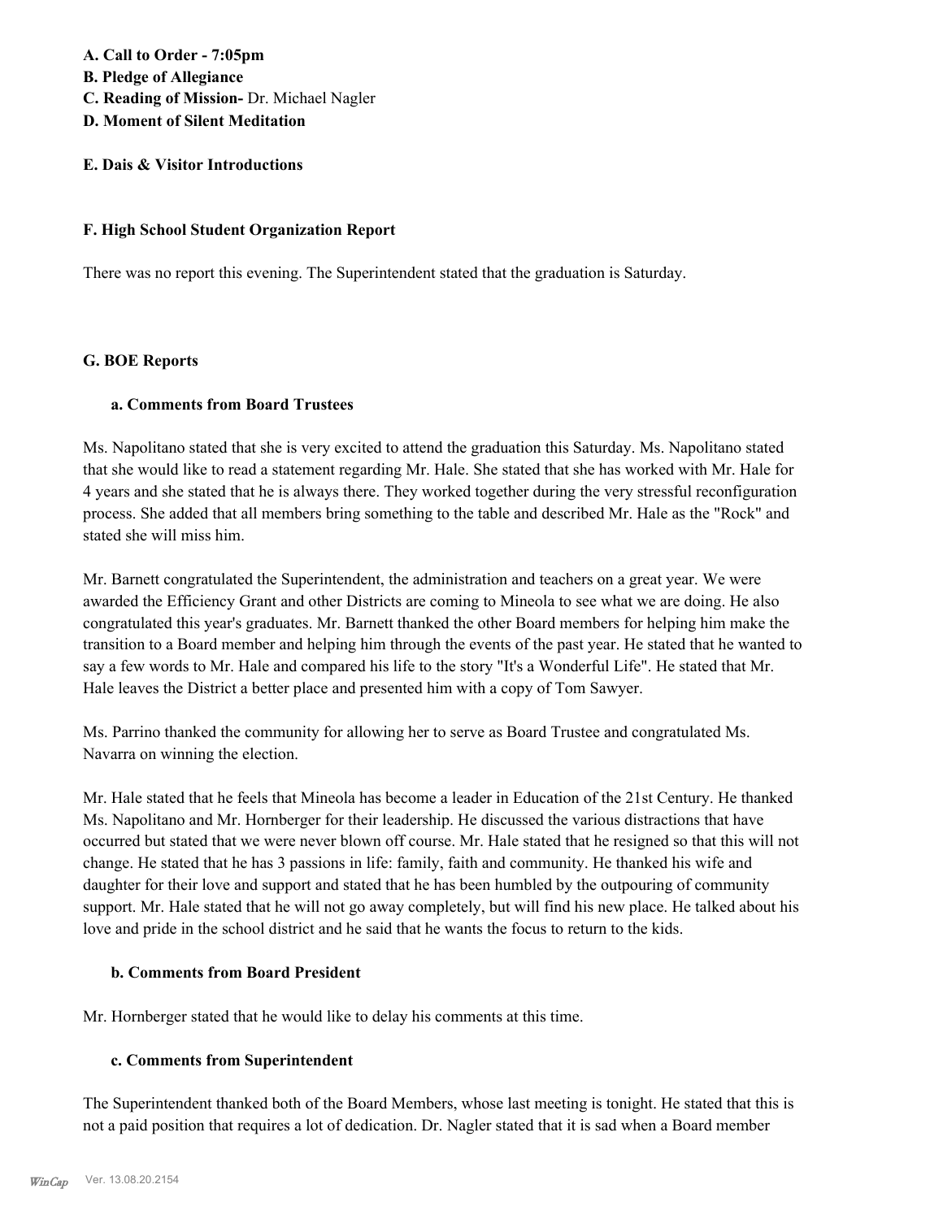**A. Call to Order - 7:05pm**
**B. Pledge of Allegiance**
**C. Reading of Mission-** Dr. Michael Nagler
**D. Moment of Silent Meditation**

**E. Dais & Visitor Introductions**

**F. High School Student Organization Report**

There was no report this evening. The Superintendent stated that the graduation is Saturday.

**G. BOE Reports**

**a. Comments from Board Trustees**

Ms. Napolitano stated that she is very excited to attend the graduation this Saturday. Ms. Napolitano stated that she would like to read a statement regarding Mr. Hale. She stated that she has worked with Mr. Hale for 4 years and she stated that he is always there. They worked together during the very stressful reconfiguration process. She added that all members bring something to the table and described Mr. Hale as the "Rock" and stated she will miss him.

Mr. Barnett congratulated the Superintendent, the administration and teachers on a great year. We were awarded the Efficiency Grant and other Districts are coming to Mineola to see what we are doing. He also congratulated this year's graduates. Mr. Barnett thanked the other Board members for helping him make the transition to a Board member and helping him through the events of the past year. He stated that he wanted to say a few words to Mr. Hale and compared his life to the story "It's a Wonderful Life". He stated that Mr. Hale leaves the District a better place and presented him with a copy of Tom Sawyer.

Ms. Parrino thanked the community for allowing her to serve as Board Trustee and congratulated Ms. Navarra on winning the election.

Mr. Hale stated that he feels that Mineola has become a leader in Education of the 21st Century. He thanked Ms. Napolitano and Mr. Hornberger for their leadership. He discussed the various distractions that have occurred but stated that we were never blown off course. Mr. Hale stated that he resigned so that this will not change. He stated that he has 3 passions in life: family, faith and community. He thanked his wife and daughter for their love and support and stated that he has been humbled by the outpouring of community support. Mr. Hale stated that he will not go away completely, but will find his new place. He talked about his love and pride in the school district and he said that he wants the focus to return to the kids.

**b. Comments from Board President**

Mr. Hornberger stated that he would like to delay his comments at this time.

**c. Comments from Superintendent**

The Superintendent thanked both of the Board Members, whose last meeting is tonight. He stated that this is not a paid position that requires a lot of dedication. Dr. Nagler stated that it is sad when a Board member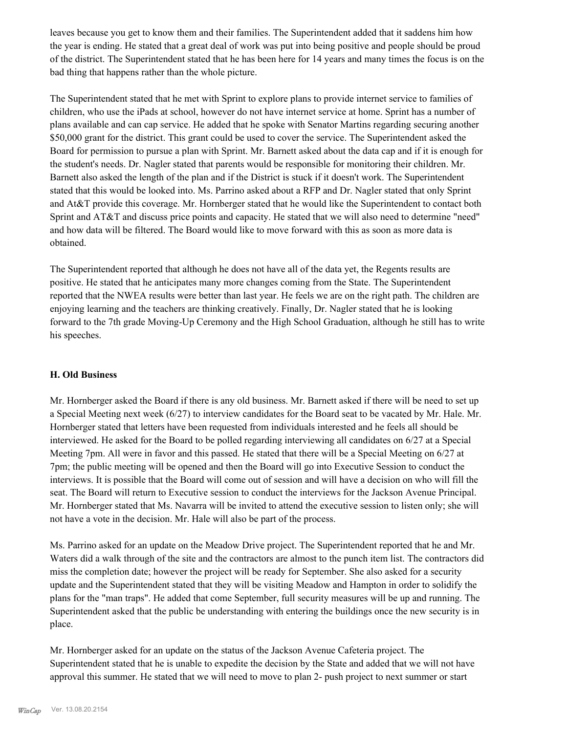leaves because you get to know them and their families. The Superintendent added that it saddens him how the year is ending. He stated that a great deal of work was put into being positive and people should be proud of the district. The Superintendent stated that he has been here for 14 years and many times the focus is on the bad thing that happens rather than the whole picture.

The Superintendent stated that he met with Sprint to explore plans to provide internet service to families of children, who use the iPads at school, however do not have internet service at home. Sprint has a number of plans available and can cap service. He added that he spoke with Senator Martins regarding securing another $50,000 grant for the district. This grant could be used to cover the service. The Superintendent asked the Board for permission to pursue a plan with Sprint. Mr. Barnett asked about the data cap and if it is enough for the student's needs. Dr. Nagler stated that parents would be responsible for monitoring their children. Mr. Barnett also asked the length of the plan and if the District is stuck if it doesn't work. The Superintendent stated that this would be looked into. Ms. Parrino asked about a RFP and Dr. Nagler stated that only Sprint and At&T provide this coverage. Mr. Hornberger stated that he would like the Superintendent to contact both Sprint and AT&T and discuss price points and capacity. He stated that we will also need to determine "need" and how data will be filtered. The Board would like to move forward with this as soon as more data is obtained.

The Superintendent reported that although he does not have all of the data yet, the Regents results are positive. He stated that he anticipates many more changes coming from the State. The Superintendent reported that the NWEA results were better than last year. He feels we are on the right path. The children are enjoying learning and the teachers are thinking creatively. Finally, Dr. Nagler stated that he is looking forward to the 7th grade Moving-Up Ceremony and the High School Graduation, although he still has to write his speeches.

### H. Old Business

Mr. Hornberger asked the Board if there is any old business. Mr. Barnett asked if there will be need to set up a Special Meeting next week (6/27) to interview candidates for the Board seat to be vacated by Mr. Hale. Mr. Hornberger stated that letters have been requested from individuals interested and he feels all should be interviewed. He asked for the Board to be polled regarding interviewing all candidates on 6/27 at a Special Meeting 7pm. All were in favor and this passed. He stated that there will be a Special Meeting on 6/27 at 7pm; the public meeting will be opened and then the Board will go into Executive Session to conduct the interviews. It is possible that the Board will come out of session and will have a decision on who will fill the seat. The Board will return to Executive session to conduct the interviews for the Jackson Avenue Principal. Mr. Hornberger stated that Ms. Navarra will be invited to attend the executive session to listen only; she will not have a vote in the decision. Mr. Hale will also be part of the process.

Ms. Parrino asked for an update on the Meadow Drive project. The Superintendent reported that he and Mr. Waters did a walk through of the site and the contractors are almost to the punch item list. The contractors did miss the completion date; however the project will be ready for September. She also asked for a security update and the Superintendent stated that they will be visiting Meadow and Hampton in order to solidify the plans for the "man traps". He added that come September, full security measures will be up and running. The Superintendent asked that the public be understanding with entering the buildings once the new security is in place.

Mr. Hornberger asked for an update on the status of the Jackson Avenue Cafeteria project. The Superintendent stated that he is unable to expedite the decision by the State and added that we will not have approval this summer. He stated that we will need to move to plan 2- push project to next summer or start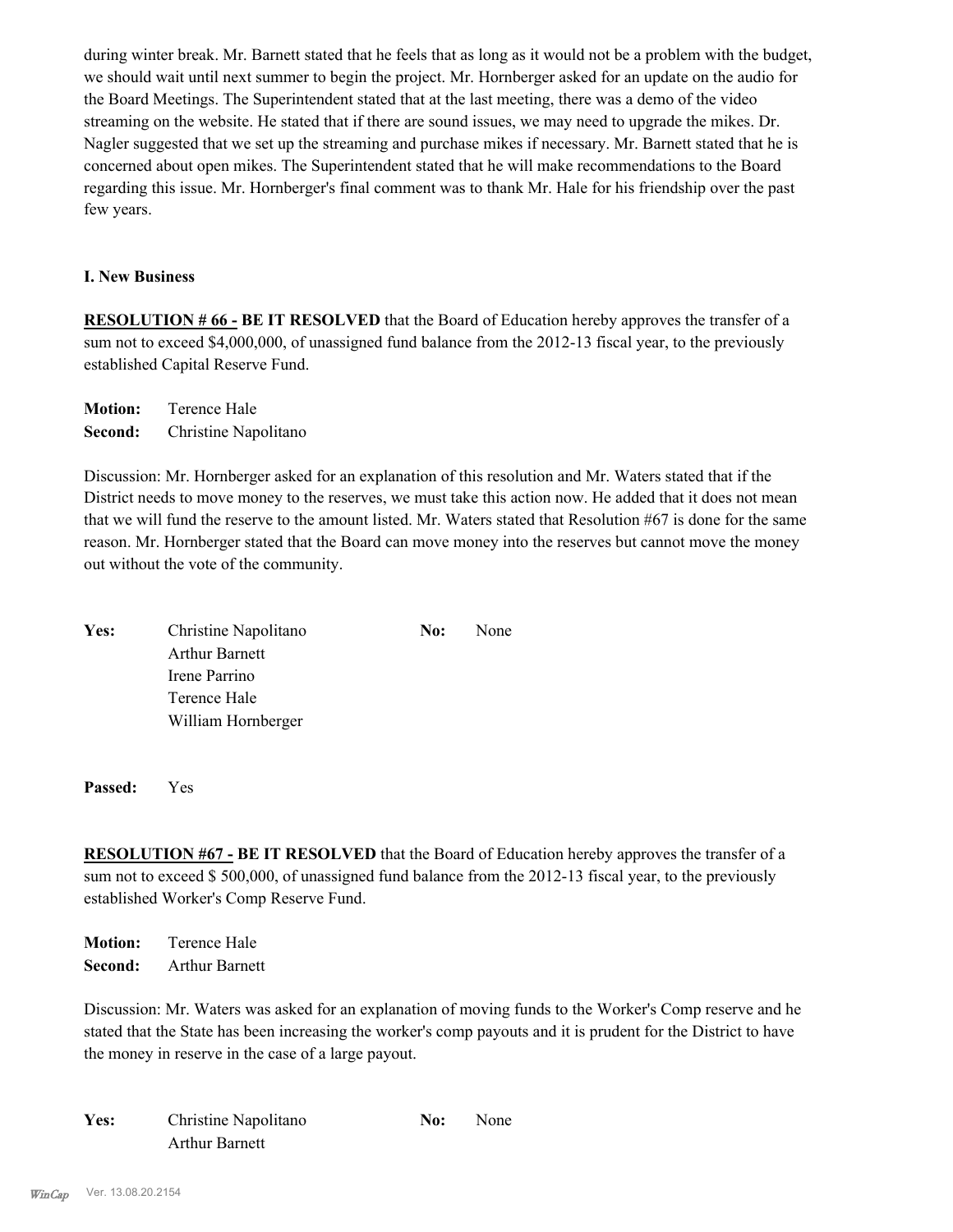during winter break. Mr. Barnett stated that he feels that as long as it would not be a problem with the budget, we should wait until next summer to begin the project. Mr. Hornberger asked for an update on the audio for the Board Meetings. The Superintendent stated that at the last meeting, there was a demo of the video streaming on the website. He stated that if there are sound issues, we may need to upgrade the mikes. Dr. Nagler suggested that we set up the streaming and purchase mikes if necessary. Mr. Barnett stated that he is concerned about open mikes. The Superintendent stated that he will make recommendations to the Board regarding this issue. Mr. Hornberger's final comment was to thank Mr. Hale for his friendship over the past few years.

### I. New Business

**RESOLUTION # 66 - BE IT RESOLVED** that the Board of Education hereby approves the transfer of a sum not to exceed $4,000,000, of unassigned fund balance from the 2012-13 fiscal year, to the previously established Capital Reserve Fund.

**Motion:** Terence Hale
**Second:** Christine Napolitano

Discussion: Mr. Hornberger asked for an explanation of this resolution and Mr. Waters stated that if the District needs to move money to the reserves, we must take this action now. He added that it does not mean that we will fund the reserve to the amount listed. Mr. Waters stated that Resolution #67 is done for the same reason. Mr. Hornberger stated that the Board can move money into the reserves but cannot move the money out without the vote of the community.

**Yes:** Christine Napolitano, Arthur Barnett, Irene Parrino, Terence Hale, William Hornberger
**No:** None

**Passed:** Yes

**RESOLUTION #67 - BE IT RESOLVED** that the Board of Education hereby approves the transfer of a sum not to exceed $ 500,000, of unassigned fund balance from the 2012-13 fiscal year, to the previously established Worker's Comp Reserve Fund.

**Motion:** Terence Hale
**Second:** Arthur Barnett

Discussion: Mr. Waters was asked for an explanation of moving funds to the Worker's Comp reserve and he stated that the State has been increasing the worker's comp payouts and it is prudent for the District to have the money in reserve in the case of a large payout.

**Yes:** Christine Napolitano, Arthur Barnett
**No:** None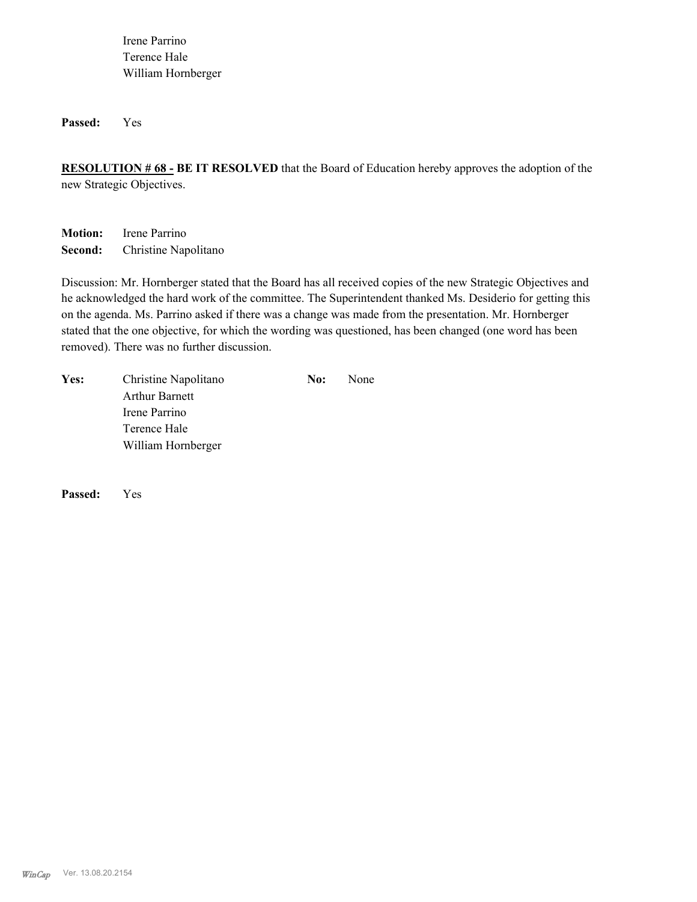Irene Parrino
Terence Hale
William Hornberger

**Passed:** Yes

**RESOLUTION # 68 - BE IT RESOLVED** that the Board of Education hereby approves the adoption of the new Strategic Objectives.

**Motion:** Irene Parrino
**Second:** Christine Napolitano

Discussion: Mr. Hornberger stated that the Board has all received copies of the new Strategic Objectives and he acknowledged the hard work of the committee. The Superintendent thanked Ms. Desiderio for getting this on the agenda. Ms. Parrino asked if there was a change was made from the presentation. Mr. Hornberger stated that the one objective, for which the wording was questioned, has been changed (one word has been removed). There was no further discussion.

| **Yes:** | | **No:** | |
|---|---|---|---|
| | Christine Napolitano | | None |
| | Arthur Barnett | | |
| | Irene Parrino | | |
| | Terence Hale | | |
| | William Hornberger | | |

**Passed:** Yes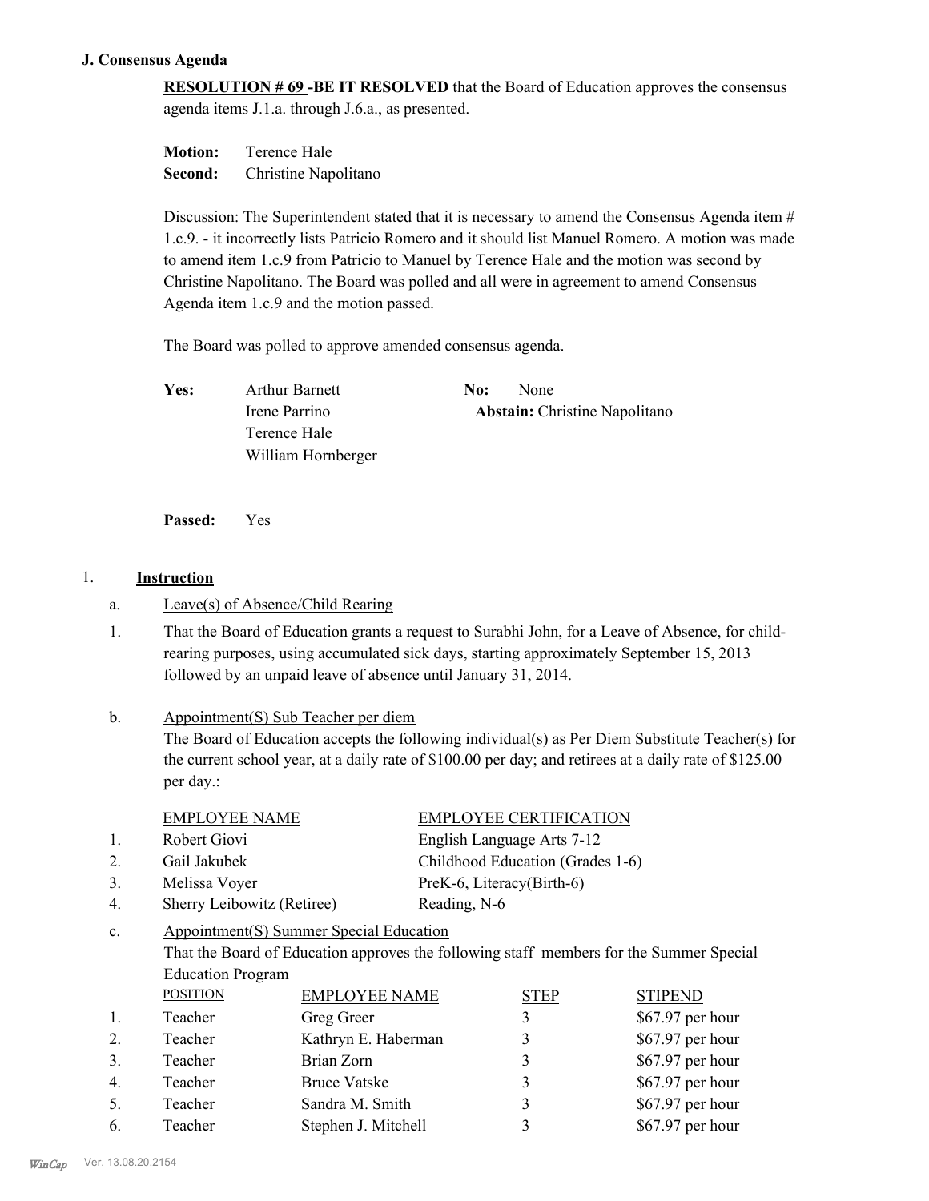### J. Consensus Agenda

**RESOLUTION # 69 -BE IT RESOLVED** that the Board of Education approves the consensus agenda items J.1.a. through J.6.a., as presented.

**Motion:** Terence Hale
**Second:** Christine Napolitano

Discussion: The Superintendent stated that it is necessary to amend the Consensus Agenda item # 1.c.9. - it incorrectly lists Patricio Romero and it should list Manuel Romero. A motion was made to amend item 1.c.9 from Patricio to Manuel by Terence Hale and the motion was second by Christine Napolitano. The Board was polled and all were in agreement to amend Consensus Agenda item 1.c.9 and the motion passed.

The Board was polled to approve amended consensus agenda.

**Yes:** Arthur Barnett, Irene Parrino, Terence Hale, William Hornberger

**No:** None

**Abstain:** Christine Napolitano

**Passed:** Yes

1. **Instruction**

a. Leave(s) of Absence/Child Rearing

1. That the Board of Education grants a request to Surabhi John, for a Leave of Absence, for child-rearing purposes, using accumulated sick days, starting approximately September 15, 2013 followed by an unpaid leave of absence until January 31, 2014.

b. Appointment(S) Sub Teacher per diem

The Board of Education accepts the following individual(s) as Per Diem Substitute Teacher(s) for the current school year, at a daily rate of $100.00 per day; and retirees at a daily rate of $125.00 per day.:

| | EMPLOYEE NAME | EMPLOYEE CERTIFICATION |
|---|---|---|
| 1. | Robert Giovi | English Language Arts 7-12 |
| 2. | Gail Jakubek | Childhood Education (Grades 1-6) |
| 3. | Melissa Voyer | PreK-6, Literacy(Birth-6) |
| 4. | Sherry Leibowitz (Retiree) | Reading, N-6 |

c. Appointment(S) Summer Special Education

That the Board of Education approves the following staff members for the Summer Special Education Program

| | POSITION | EMPLOYEE NAME | STEP | STIPEND |
|---|---|---|---|---|
| 1. | Teacher | Greg Greer | 3 | $67.97 per hour |
| 2. | Teacher | Kathryn E. Haberman | 3 | $67.97 per hour |
| 3. | Teacher | Brian Zorn | 3 | $67.97 per hour |
| 4. | Teacher | Bruce Vatske | 3 | $67.97 per hour |
| 5. | Teacher | Sandra M. Smith | 3 | $67.97 per hour |
| 6. | Teacher | Stephen J. Mitchell | 3 | $67.97 per hour |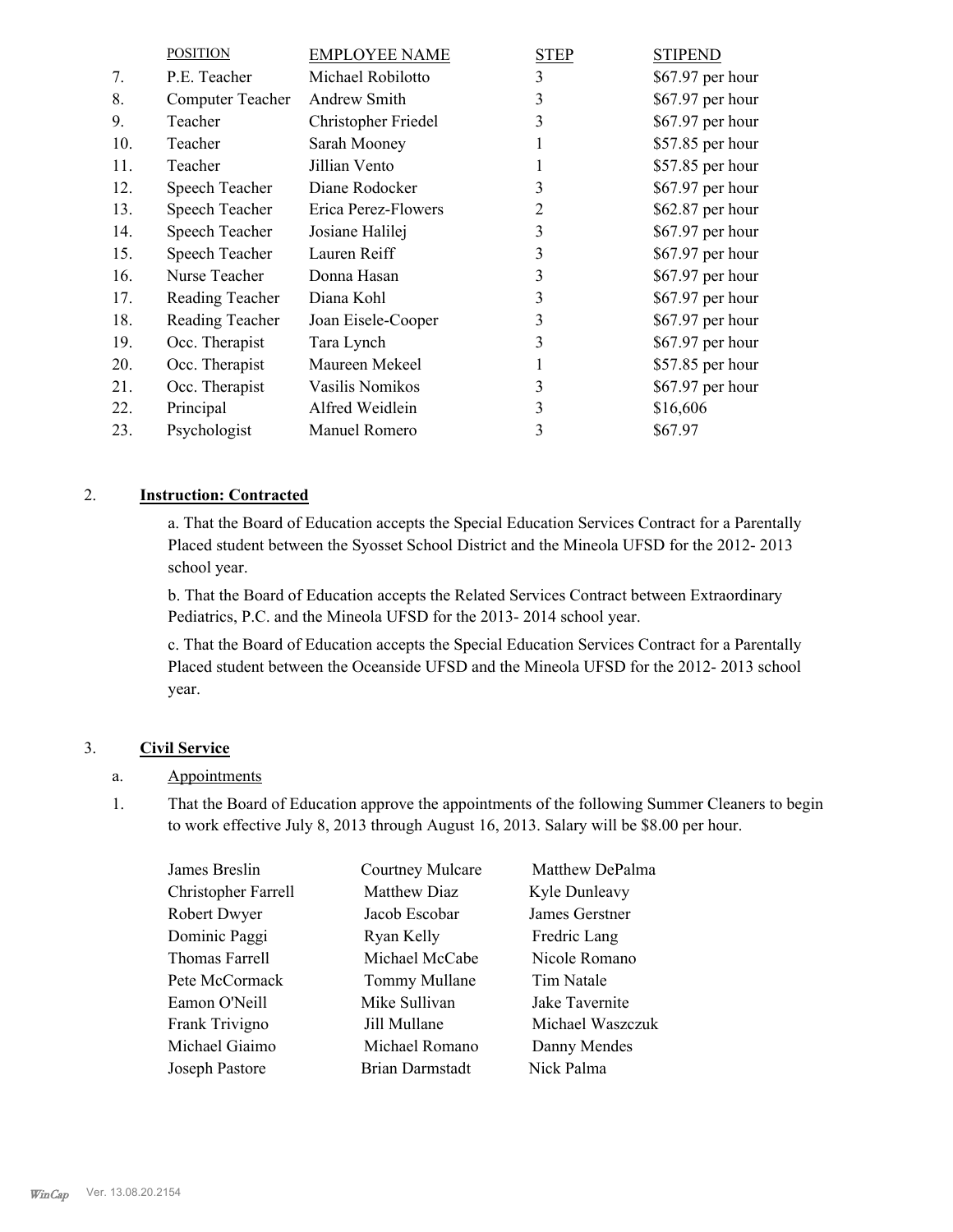| | POSITION | EMPLOYEE NAME | STEP | STIPEND |
|---|---|---|---|---|
| 7. | P.E. Teacher | Michael Robilotto | 3 | $67.97 per hour |
| 8. | Computer Teacher | Andrew Smith | 3 | $67.97 per hour |
| 9. | Teacher | Christopher Friedel | 3 | $67.97 per hour |
| 10. | Teacher | Sarah Mooney | 1 | $57.85 per hour |
| 11. | Teacher | Jillian Vento | 1 | $57.85 per hour |
| 12. | Speech Teacher | Diane Rodocker | 3 | $67.97 per hour |
| 13. | Speech Teacher | Erica Perez-Flowers | 2 | $62.87 per hour |
| 14. | Speech Teacher | Josiane Halilej | 3 | $67.97 per hour |
| 15. | Speech Teacher | Lauren Reiff | 3 | $67.97 per hour |
| 16. | Nurse Teacher | Donna Hasan | 3 | $67.97 per hour |
| 17. | Reading Teacher | Diana Kohl | 3 | $67.97 per hour |
| 18. | Reading Teacher | Joan Eisele-Cooper | 3 | $67.97 per hour |
| 19. | Occ. Therapist | Tara Lynch | 3 | $67.97 per hour |
| 20. | Occ. Therapist | Maureen Mekeel | 1 | $57.85 per hour |
| 21. | Occ. Therapist | Vasilis Nomikos | 3 | $67.97 per hour |
| 22. | Principal | Alfred Weidlein | 3 | $16,606 |
| 23. | Psychologist | Manuel Romero | 3 | $67.97 |

2. **Instruction: Contracted**

a. That the Board of Education accepts the Special Education Services Contract for a Parentally Placed student between the Syosset School District and the Mineola UFSD for the 2012- 2013 school year.

b. That the Board of Education accepts the Related Services Contract between Extraordinary Pediatrics, P.C. and the Mineola UFSD for the 2013- 2014 school year.

c. That the Board of Education accepts the Special Education Services Contract for a Parentally Placed student between the Oceanside UFSD and the Mineola UFSD for the 2012- 2013 school year.

3. **Civil Service**

a. Appointments

1. That the Board of Education approve the appointments of the following Summer Cleaners to begin to work effective July 8, 2013 through August 16, 2013. Salary will be $8.00 per hour.

| | | |
|---|---|---|
| James Breslin | Courtney Mulcare | Matthew DePalma |
| Christopher Farrell | Matthew Diaz | Kyle Dunleavy |
| Robert Dwyer | Jacob Escobar | James Gerstner |
| Dominic Paggi | Ryan Kelly | Fredric Lang |
| Thomas Farrell | Michael McCabe | Nicole Romano |
| Pete McCormack | Tommy Mullane | Tim Natale |
| Eamon O'Neill | Mike Sullivan | Jake Tavernite |
| Frank Trivigno | Jill Mullane | Michael Waszczuk |
| Michael Giaimo | Michael Romano | Danny Mendes |
| Joseph Pastore | Brian Darmstadt | Nick Palma |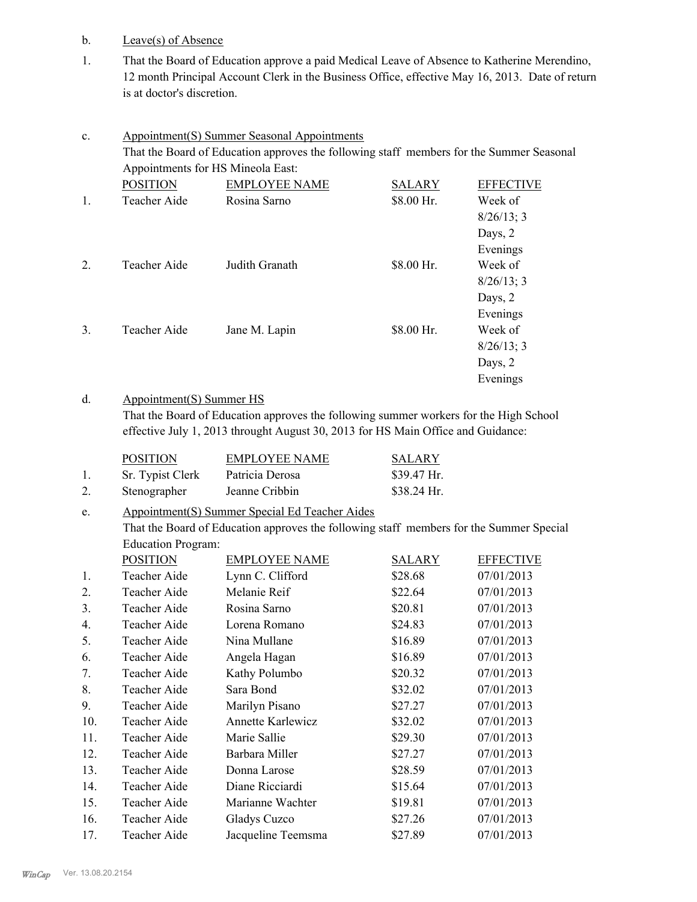b. Leave(s) of Absence

1. That the Board of Education approve a paid Medical Leave of Absence to Katherine Merendino, 12 month Principal Account Clerk in the Business Office, effective May 16, 2013. Date of return is at doctor's discretion.

c. Appointment(S) Summer Seasonal Appointments

That the Board of Education approves the following staff members for the Summer Seasonal Appointments for HS Mineola East:

| | POSITION | EMPLOYEE NAME | SALARY | EFFECTIVE |
|---|---|---|---|---|
| 1. | Teacher Aide | Rosina Sarno | $8.00 Hr. | Week of 8/26/13; 3 Days, 2 Evenings |
| 2. | Teacher Aide | Judith Granath | $8.00 Hr. | Week of 8/26/13; 3 Days, 2 Evenings |
| 3. | Teacher Aide | Jane M. Lapin | $8.00 Hr. | Week of 8/26/13; 3 Days, 2 Evenings |

d. Appointment(S) Summer HS

That the Board of Education approves the following summer workers for the High School effective July 1, 2013 throught August 30, 2013 for HS Main Office and Guidance:

| | POSITION | EMPLOYEE NAME | SALARY |
|---|---|---|---|
| 1. | Sr. Typist Clerk | Patricia Derosa | $39.47 Hr. |
| 2. | Stenographer | Jeanne Cribbin | $38.24 Hr. |

e. Appointment(S) Summer Special Ed Teacher Aides

That the Board of Education approves the following staff members for the Summer Special Education Program:

| | POSITION | EMPLOYEE NAME | SALARY | EFFECTIVE |
|---|---|---|---|---|
| 1. | Teacher Aide | Lynn C. Clifford | $28.68 | 07/01/2013 |
| 2. | Teacher Aide | Melanie Reif | $22.64 | 07/01/2013 |
| 3. | Teacher Aide | Rosina Sarno | $20.81 | 07/01/2013 |
| 4. | Teacher Aide | Lorena Romano | $24.83 | 07/01/2013 |
| 5. | Teacher Aide | Nina Mullane | $16.89 | 07/01/2013 |
| 6. | Teacher Aide | Angela Hagan | $16.89 | 07/01/2013 |
| 7. | Teacher Aide | Kathy Polumbo | $20.32 | 07/01/2013 |
| 8. | Teacher Aide | Sara Bond | $32.02 | 07/01/2013 |
| 9. | Teacher Aide | Marilyn Pisano | $27.27 | 07/01/2013 |
| 10. | Teacher Aide | Annette Karlewicz | $32.02 | 07/01/2013 |
| 11. | Teacher Aide | Marie Sallie | $29.30 | 07/01/2013 |
| 12. | Teacher Aide | Barbara Miller | $27.27 | 07/01/2013 |
| 13. | Teacher Aide | Donna Larose | $28.59 | 07/01/2013 |
| 14. | Teacher Aide | Diane Ricciardi | $15.64 | 07/01/2013 |
| 15. | Teacher Aide | Marianne Wachter | $19.81 | 07/01/2013 |
| 16. | Teacher Aide | Gladys Cuzco | $27.26 | 07/01/2013 |
| 17. | Teacher Aide | Jacqueline Teemsma | $27.89 | 07/01/2013 |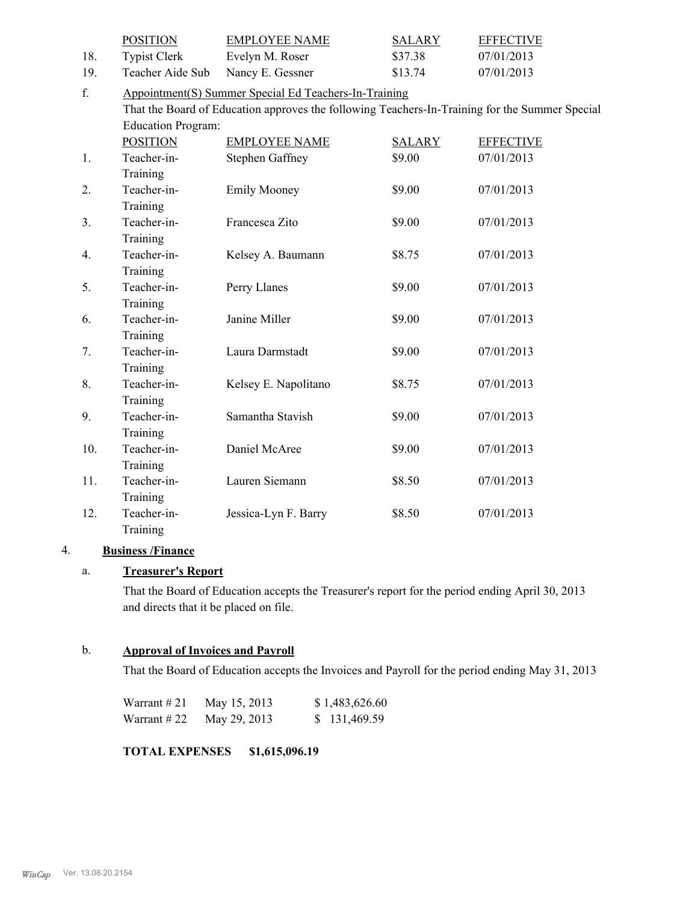| | POSITION | EMPLOYEE NAME | SALARY | EFFECTIVE |
|---|---|---|---|---|
| 18. | Typist Clerk | Evelyn M. Roser | $37.38 | 07/01/2013 |
| 19. | Teacher Aide Sub | Nancy E. Gessner | $13.74 | 07/01/2013 |

f. Appointment(S) Summer Special Ed Teachers-In-Training

That the Board of Education approves the following Teachers-In-Training for the Summer Special Education Program:

| | POSITION | EMPLOYEE NAME | SALARY | EFFECTIVE |
|---|---|---|---|---|
| 1. | Teacher-in-Training | Stephen Gaffney | $9.00 | 07/01/2013 |
| 2. | Teacher-in-Training | Emily Mooney | $9.00 | 07/01/2013 |
| 3. | Teacher-in-Training | Francesca Zito | $9.00 | 07/01/2013 |
| 4. | Teacher-in-Training | Kelsey A. Baumann | $8.75 | 07/01/2013 |
| 5. | Teacher-in-Training | Perry Llanes | $9.00 | 07/01/2013 |
| 6. | Teacher-in-Training | Janine Miller | $9.00 | 07/01/2013 |
| 7. | Teacher-in-Training | Laura Darmstadt | $9.00 | 07/01/2013 |
| 8. | Teacher-in-Training | Kelsey E. Napolitano | $8.75 | 07/01/2013 |
| 9. | Teacher-in-Training | Samantha Stavish | $9.00 | 07/01/2013 |
| 10. | Teacher-in-Training | Daniel McAree | $9.00 | 07/01/2013 |
| 11. | Teacher-in-Training | Lauren Siemann | $8.50 | 07/01/2013 |
| 12. | Teacher-in-Training | Jessica-Lyn F. Barry | $8.50 | 07/01/2013 |

4. **Business /Finance**

a. **Treasurer's Report**

That the Board of Education accepts the Treasurer's report for the period ending April 30, 2013 and directs that it be placed on file.

b. **Approval of Invoices and Payroll**

That the Board of Education accepts the Invoices and Payroll for the period ending May 31, 2013

| | | |
|---|---|---|
| Warrant # 21 | May 15, 2013 | $ 1,483,626.60 |
| Warrant # 22 | May 29, 2013 | $ 131,469.59 |

**TOTAL EXPENSES $1,615,096.19**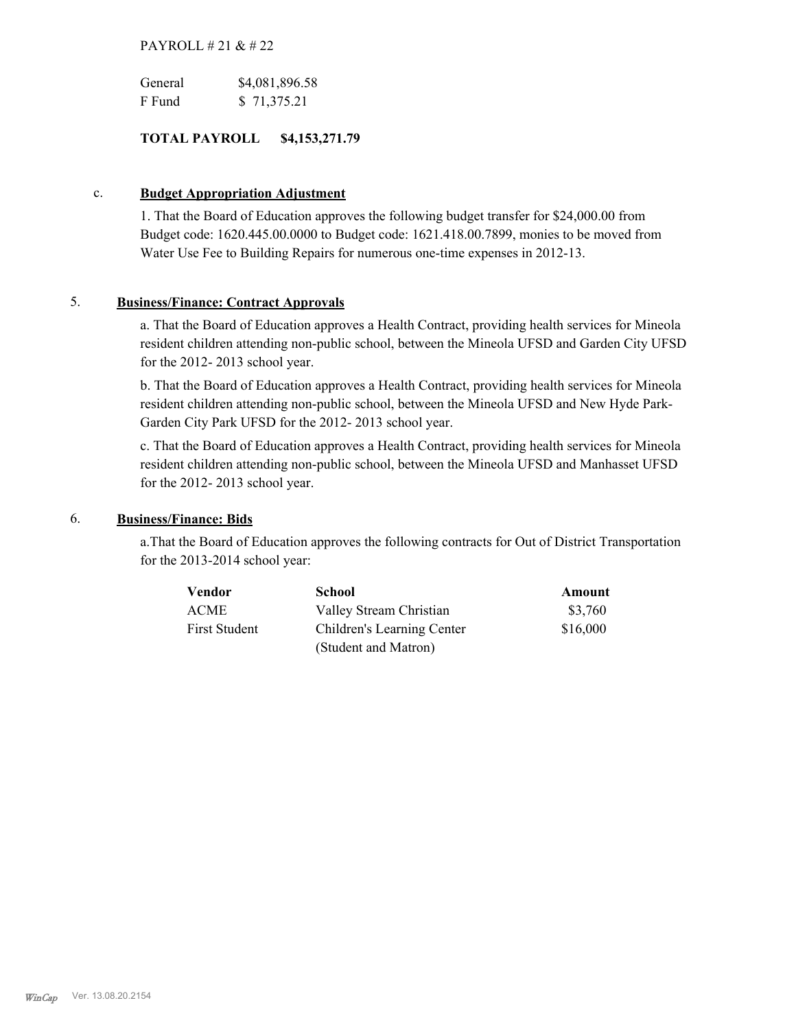PAYROLL # 21 & # 22

| | |
|---|---|
| General | $4,081,896.58 |
| F Fund | $ 71,375.21 |

**TOTAL PAYROLL $4,153,271.79**

c. **Budget Appropriation Adjustment**

1. That the Board of Education approves the following budget transfer for $24,000.00 from Budget code: 1620.445.00.0000 to Budget code: 1621.418.00.7899, monies to be moved from Water Use Fee to Building Repairs for numerous one-time expenses in 2012-13.

5. **Business/Finance: Contract Approvals**

a. That the Board of Education approves a Health Contract, providing health services for Mineola resident children attending non-public school, between the Mineola UFSD and Garden City UFSD for the 2012- 2013 school year.

b. That the Board of Education approves a Health Contract, providing health services for Mineola resident children attending non-public school, between the Mineola UFSD and New Hyde Park-Garden City Park UFSD for the 2012- 2013 school year.

c. That the Board of Education approves a Health Contract, providing health services for Mineola resident children attending non-public school, between the Mineola UFSD and Manhasset UFSD for the 2012- 2013 school year.

6. **Business/Finance: Bids**

a.That the Board of Education approves the following contracts for Out of District Transportation for the 2013-2014 school year:

| Vendor | School | Amount |
|---|---|---|
| ACME | Valley Stream Christian | $3,760 |
| First Student | Children's Learning Center (Student and Matron) | $16,000 |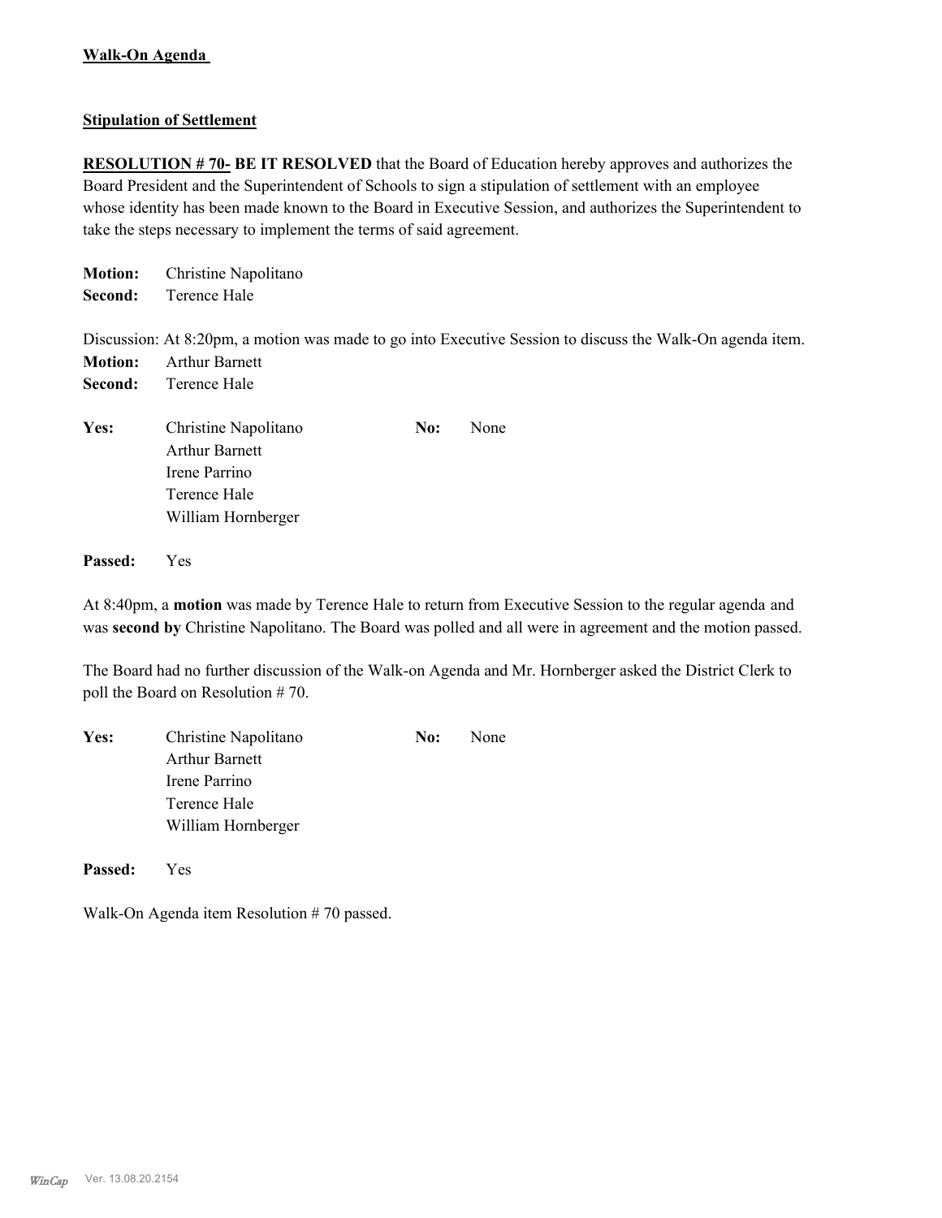**Walk-On Agenda**

**Stipulation of Settlement**

**RESOLUTION # 70- BE IT RESOLVED** that the Board of Education hereby approves and authorizes the Board President and the Superintendent of Schools to sign a stipulation of settlement with an employee whose identity has been made known to the Board in Executive Session, and authorizes the Superintendent to take the steps necessary to implement the terms of said agreement.

**Motion:** Christine Napolitano
**Second:** Terence Hale

Discussion: At 8:20pm, a motion was made to go into Executive Session to discuss the Walk-On agenda item.
**Motion:** Arthur Barnett
**Second:** Terence Hale

**Yes:** Christine Napolitano
Arthur Barnett
Irene Parrino
Terence Hale
William Hornberger

**No:** None

**Passed:** Yes

At 8:40pm, a **motion** was made by Terence Hale to return from Executive Session to the regular agenda and was **second by** Christine Napolitano. The Board was polled and all were in agreement and the motion passed.

The Board had no further discussion of the Walk-on Agenda and Mr. Hornberger asked the District Clerk to poll the Board on Resolution # 70.

**Yes:** Christine Napolitano
Arthur Barnett
Irene Parrino
Terence Hale
William Hornberger

**No:** None

**Passed:** Yes

Walk-On Agenda item Resolution # 70 passed.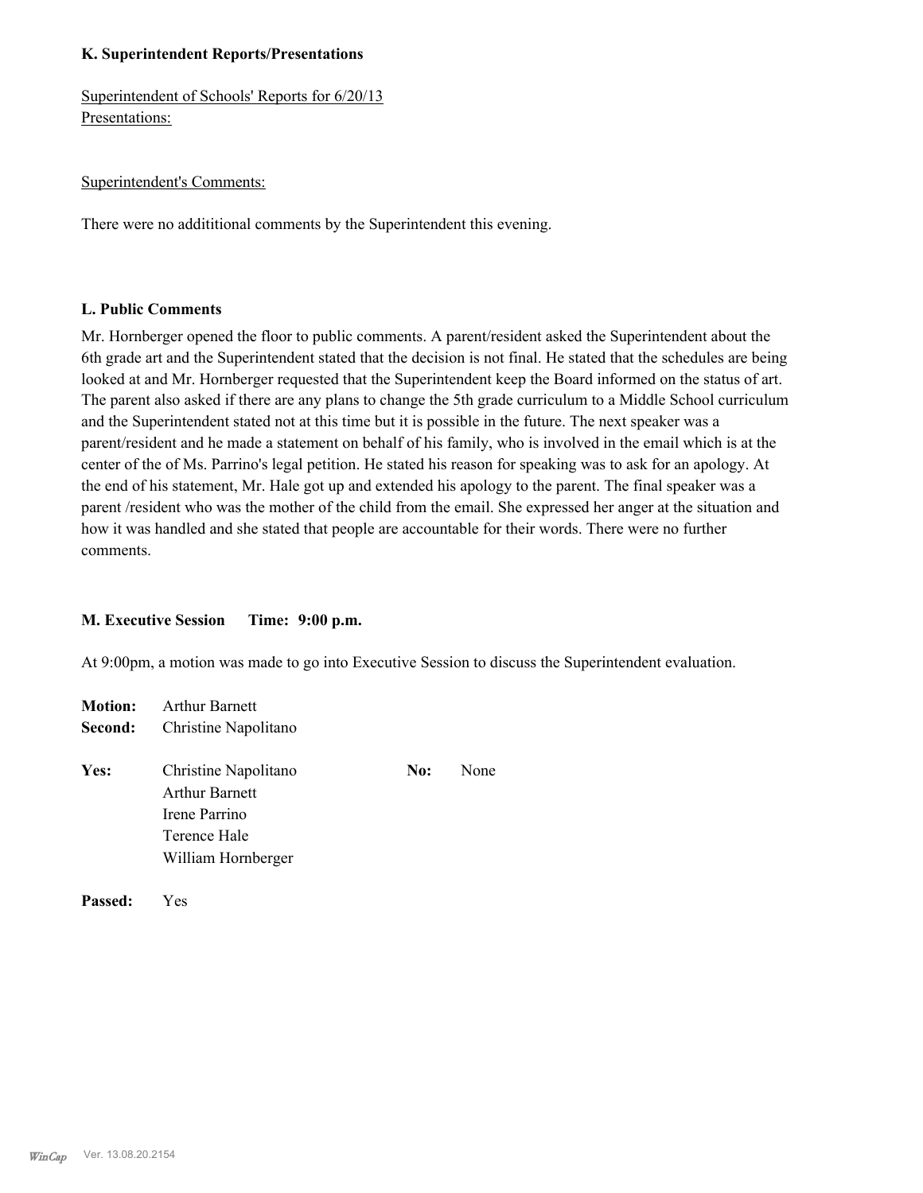### K. Superintendent Reports/Presentations

Superintendent of Schools' Reports for 6/20/13
Presentations:

Superintendent's Comments:

There were no addititional comments by the Superintendent this evening.

### L. Public Comments

Mr. Hornberger opened the floor to public comments. A parent/resident asked the Superintendent about the 6th grade art and the Superintendent stated that the decision is not final. He stated that the schedules are being looked at and Mr. Hornberger requested that the Superintendent keep the Board informed on the status of art. The parent also asked if there are any plans to change the 5th grade curriculum to a Middle School curriculum and the Superintendent stated not at this time but it is possible in the future. The next speaker was a parent/resident and he made a statement on behalf of his family, who is involved in the email which is at the center of the of Ms. Parrino's legal petition. He stated his reason for speaking was to ask for an apology. At the end of his statement, Mr. Hale got up and extended his apology to the parent. The final speaker was a parent /resident who was the mother of the child from the email. She expressed her anger at the situation and how it was handled and she stated that people are accountable for their words. There were no further comments.

### M. Executive Session Time: 9:00 p.m.

At 9:00pm, a motion was made to go into Executive Session to discuss the Superintendent evaluation.

**Motion:** Arthur Barnett
**Second:** Christine Napolitano

**Yes:** Christine Napolitano
Arthur Barnett
Irene Parrino
Terence Hale
William Hornberger

**No:** None

**Passed:** Yes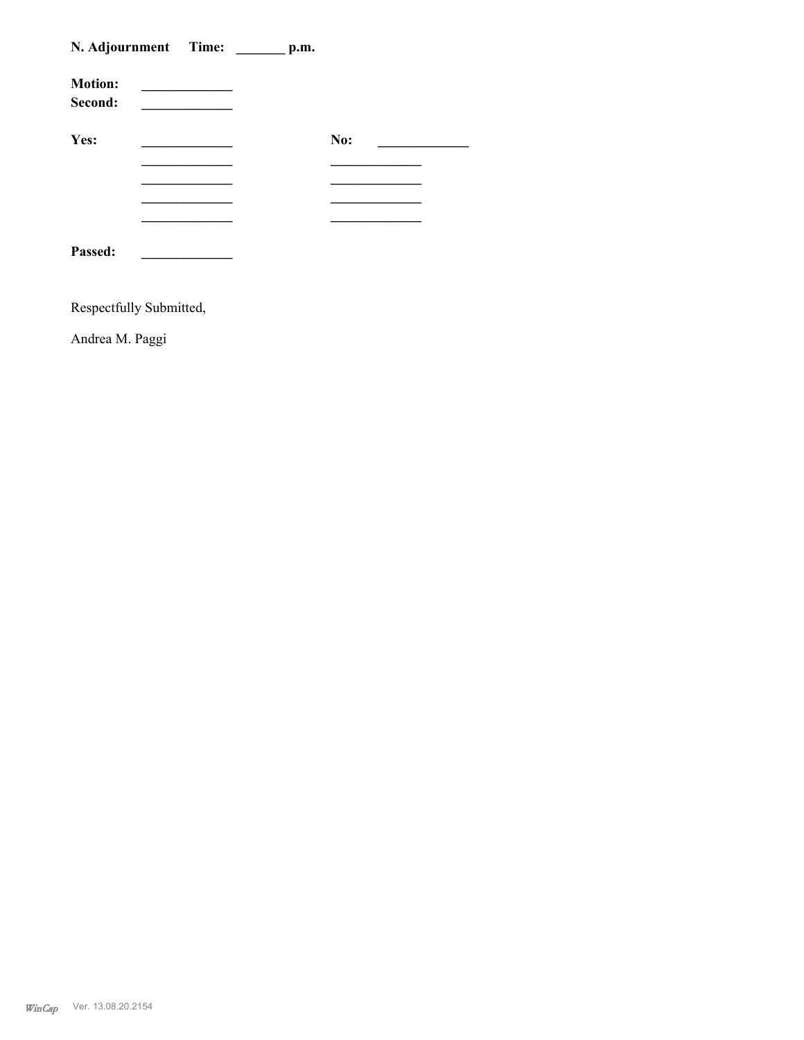**N. Adjournment Time: _______ p.m.**

**Motion:** _____________

**Second:** _____________

**Yes:** _____________ **No:** _____________

_____________ _____________

_____________ _____________

_____________ _____________

_____________ _____________

**Passed:** _____________

Respectfully Submitted,

Andrea M. Paggi

*WinCap* Ver. 13.08.20.2154